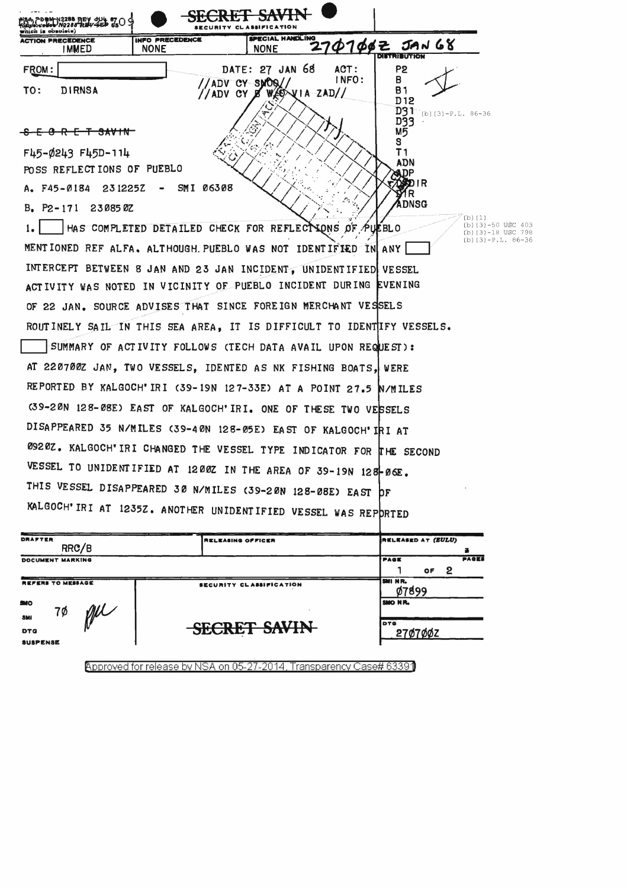SECRET SAVIN

SECURITY CLASSIFICATION

| ACTION PRECEDENCE | INFO PRECEDENCE | SPECIAL HANDLING | |
|---|---|---|---|
| IMMED | NONE | NONE | 270700Z JAN 68 |

FROM:

DATE: 27 JAN 68

TO: DIRNSA

//ADV CY SNOO//
//ADV CY B W/O VIA ZAD//

ACT: P2
INFO: B, B1, D12, D31, D33, M5, S, T1, ADN, ADP, D/DIR, DIR, ADNSG

(b)(3)-P.L. 86-36

~~SECRET SAVIN~~

F45-0243 F45D-114

POSS REFLECTIONS OF PUEBLO

A. F45-0184 231225Z - SMI 06308

B. P2-171 230850Z

(b)(1)
(b)(3)-50 USC 403
(b)(3)-18 USC 798
(b)(3)-P.L. 86-36

1. [ ] HAS COMPLETED DETAILED CHECK FOR REFLECTIONS OF PUEBLO MENTIONED REF ALFA. ALTHOUGH PUEBLO WAS NOT IDENTIFIED IN ANY [ ] INTERCEPT BETWEEN 8 JAN AND 23 JAN INCIDENT, UNIDENTIFIED VESSEL ACTIVITY WAS NOTED IN VICINITY OF PUEBLO INCIDENT DURING EVENING OF 22 JAN. SOURCE ADVISES THAT SINCE FOREIGN MERCHANT VESSELS ROUTINELY SAIL IN THIS SEA AREA, IT IS DIFFICULT TO IDENTIFY VESSELS. [ ] SUMMARY OF ACTIVITY FOLLOWS (TECH DATA AVAIL UPON REQUEST): AT 220700Z JAN, TWO VESSELS, IDENTED AS NK FISHING BOATS, WERE REPORTED BY KALGOCH'IRI (39-19N 127-33E) AT A POINT 27.5 N/MILES (39-20N 128-08E) EAST OF KALGOCH'IRI. ONE OF THESE TWO VESSELS DISAPPEARED 35 N/MILES (39-40N 128-05E) EAST OF KALGOCH'IRI AT 0920Z. KALGOCH'IRI CHANGED THE VESSEL TYPE INDICATOR FOR THE SECOND VESSEL TO UNIDENTIFIED AT 1200Z IN THE AREA OF 39-19N 128-06E. THIS VESSEL DISAPPEARED 30 N/MILES (39-20N 128-08E) EAST OF KALGOCH'IRI AT 1235Z. ANOTHER UNIDENTIFIED VESSEL WAS REPORTED

| DRAFTER | RELEASING OFFICER | RELEASED AT (ZULU) |
|---|---|---|
| RRC/B | | |
| DOCUMENT MARKING | | PAGE 1 OF 2 PAGES |
| REFERS TO MESSAGE | SECURITY CLASSIFICATION | SMI NR. 07899 |
| SMO 70 | | SMO NR. |
| SMI | | |
| DTG | ~~SECRET SAVIN~~ | DTG 270700Z |
| SUSPENSE | | |

Approved for release by NSA on 05-27-2014, Transparency Case# 63391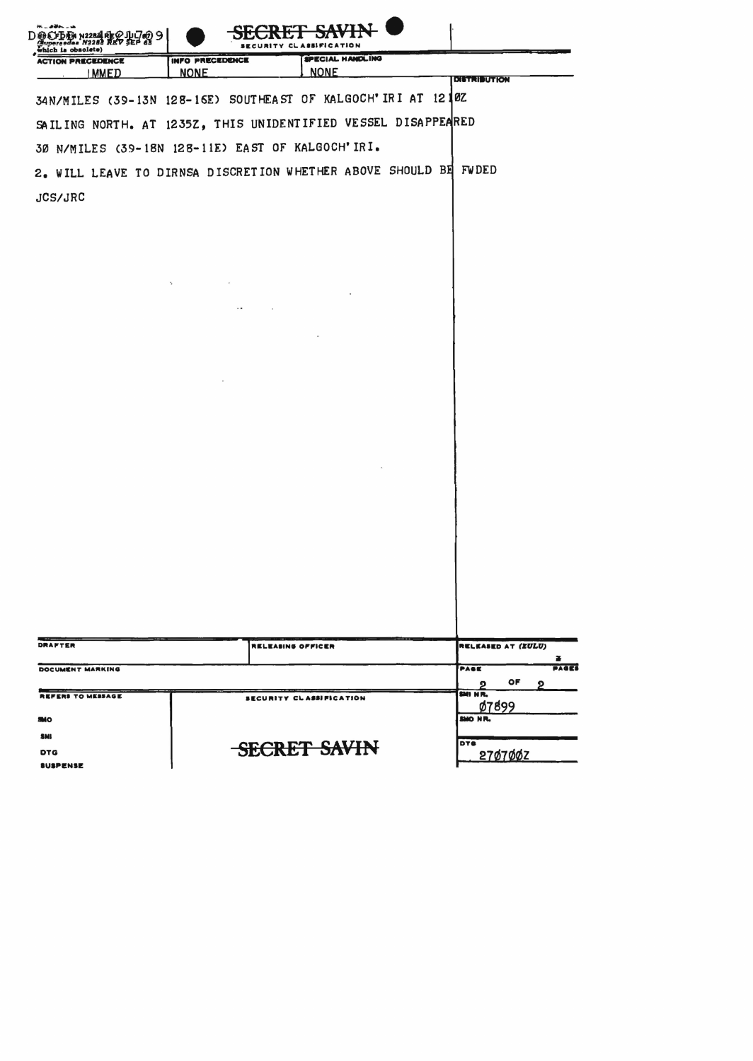DOCID: 4121709

DD FORM N228A REV JUL 69 (Supersedes N228A REV SEP 68 which is obsolete)

~~SECRET SAVIN~~

SECURITY CLASSIFICATION

| ACTION PRECEDENCE | INFO PRECEDENCE | SPECIAL HANDLING |
|---|---|---|
| IMMED | NONE | NONE |

DISTRIBUTION

34N/MILES (39-13N 128-16E) SOUTHEAST OF KALGOCH'IRI AT 1210Z SAILING NORTH. AT 1235Z, THIS UNIDENTIFIED VESSEL DISAPPEARED 30 N/MILES (39-18N 128-11E) EAST OF KALGOCH'IRI.

2. WILL LEAVE TO DIRNSA DISCRETION WHETHER ABOVE SHOULD BE FWDED

JCS/JRC

| DRAFTER | RELEASING OFFICER | RELEASED AT (ZULU) |
|---|---|---|
| DOCUMENT MARKING | | PAGE 2 OF 2 PAGES |
| REFERS TO MESSAGE | SECURITY CLASSIFICATION | SMI NR. 07899 |
| SMO | | SMO NR. |
| SMI | | |
| DTG | ~~SECRET SAVIN~~ | DTG 270700Z |
| SUSPENSE | | |